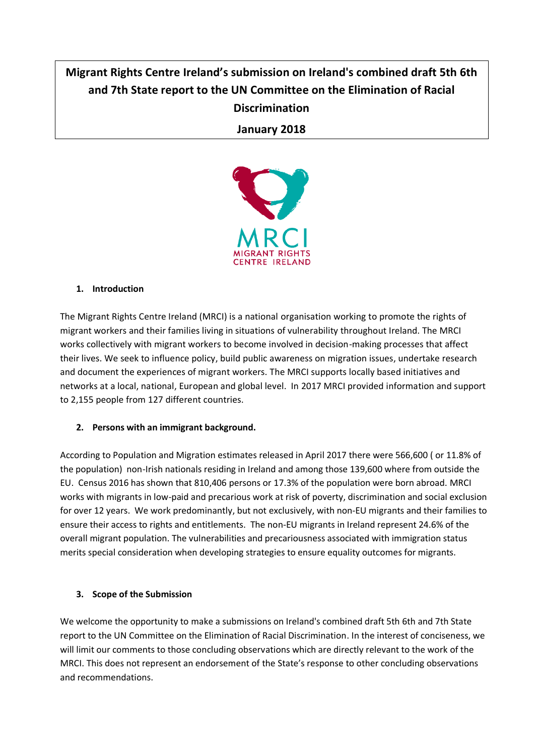# Migrant Rights Centre Ireland's submission on Ireland's combined draft 5th 6th and 7th State report to the UN Committee on the Elimination of Racial Discrimination

**January 2018**

MRCI
MIGRANT RIGHTS
CENTRE IRELAND

## 1. Introduction

The Migrant Rights Centre Ireland (MRCI) is a national organisation working to promote the rights of migrant workers and their families living in situations of vulnerability throughout Ireland. The MRCI works collectively with migrant workers to become involved in decision-making processes that affect their lives. We seek to influence policy, build public awareness on migration issues, undertake research and document the experiences of migrant workers. The MRCI supports locally based initiatives and networks at a local, national, European and global level. In 2017 MRCI provided information and support to 2,155 people from 127 different countries.

## 2. Persons with an immigrant background.

According to Population and Migration estimates released in April 2017 there were 566,600 ( or 11.8% of the population) non-Irish nationals residing in Ireland and among those 139,600 where from outside the EU. Census 2016 has shown that 810,406 persons or 17.3% of the population were born abroad. MRCI works with migrants in low-paid and precarious work at risk of poverty, discrimination and social exclusion for over 12 years. We work predominantly, but not exclusively, with non-EU migrants and their families to ensure their access to rights and entitlements. The non-EU migrants in Ireland represent 24.6% of the overall migrant population. The vulnerabilities and precariousness associated with immigration status merits special consideration when developing strategies to ensure equality outcomes for migrants.

## 3. Scope of the Submission

We welcome the opportunity to make a submissions on Ireland's combined draft 5th 6th and 7th State report to the UN Committee on the Elimination of Racial Discrimination. In the interest of conciseness, we will limit our comments to those concluding observations which are directly relevant to the work of the MRCI. This does not represent an endorsement of the State's response to other concluding observations and recommendations.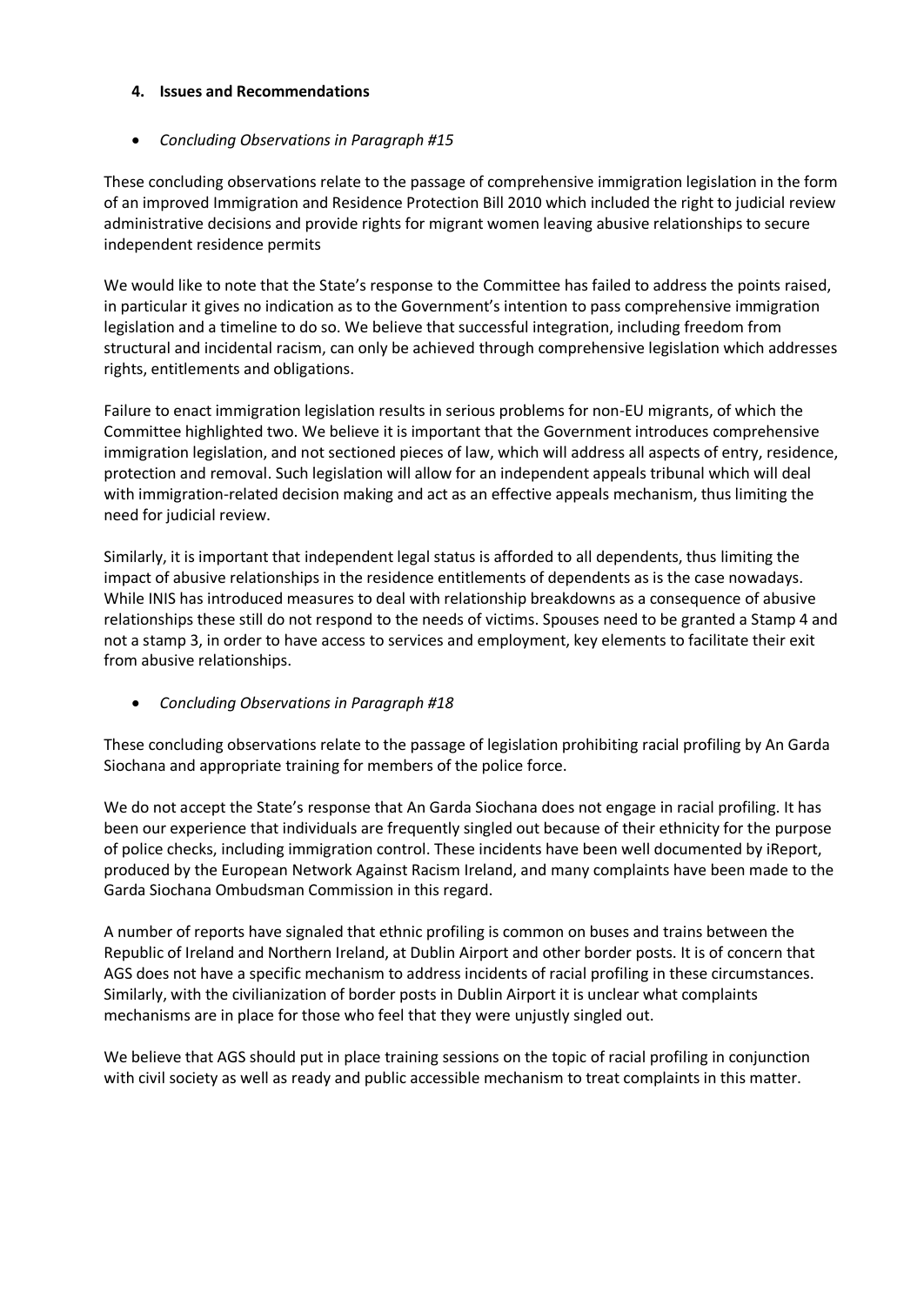## 4. Issues and Recommendations

- *Concluding Observations in Paragraph #15*

These concluding observations relate to the passage of comprehensive immigration legislation in the form of an improved Immigration and Residence Protection Bill 2010 which included the right to judicial review administrative decisions and provide rights for migrant women leaving abusive relationships to secure independent residence permits

We would like to note that the State's response to the Committee has failed to address the points raised, in particular it gives no indication as to the Government's intention to pass comprehensive immigration legislation and a timeline to do so. We believe that successful integration, including freedom from structural and incidental racism, can only be achieved through comprehensive legislation which addresses rights, entitlements and obligations.

Failure to enact immigration legislation results in serious problems for non-EU migrants, of which the Committee highlighted two. We believe it is important that the Government introduces comprehensive immigration legislation, and not sectioned pieces of law, which will address all aspects of entry, residence, protection and removal. Such legislation will allow for an independent appeals tribunal which will deal with immigration-related decision making and act as an effective appeals mechanism, thus limiting the need for judicial review.

Similarly, it is important that independent legal status is afforded to all dependents, thus limiting the impact of abusive relationships in the residence entitlements of dependents as is the case nowadays. While INIS has introduced measures to deal with relationship breakdowns as a consequence of abusive relationships these still do not respond to the needs of victims. Spouses need to be granted a Stamp 4 and not a stamp 3, in order to have access to services and employment, key elements to facilitate their exit from abusive relationships.

- *Concluding Observations in Paragraph #18*

These concluding observations relate to the passage of legislation prohibiting racial profiling by An Garda Siochana and appropriate training for members of the police force.

We do not accept the State's response that An Garda Siochana does not engage in racial profiling. It has been our experience that individuals are frequently singled out because of their ethnicity for the purpose of police checks, including immigration control. These incidents have been well documented by iReport, produced by the European Network Against Racism Ireland, and many complaints have been made to the Garda Siochana Ombudsman Commission in this regard.

A number of reports have signaled that ethnic profiling is common on buses and trains between the Republic of Ireland and Northern Ireland, at Dublin Airport and other border posts. It is of concern that AGS does not have a specific mechanism to address incidents of racial profiling in these circumstances. Similarly, with the civilianization of border posts in Dublin Airport it is unclear what complaints mechanisms are in place for those who feel that they were unjustly singled out.

We believe that AGS should put in place training sessions on the topic of racial profiling in conjunction with civil society as well as ready and public accessible mechanism to treat complaints in this matter.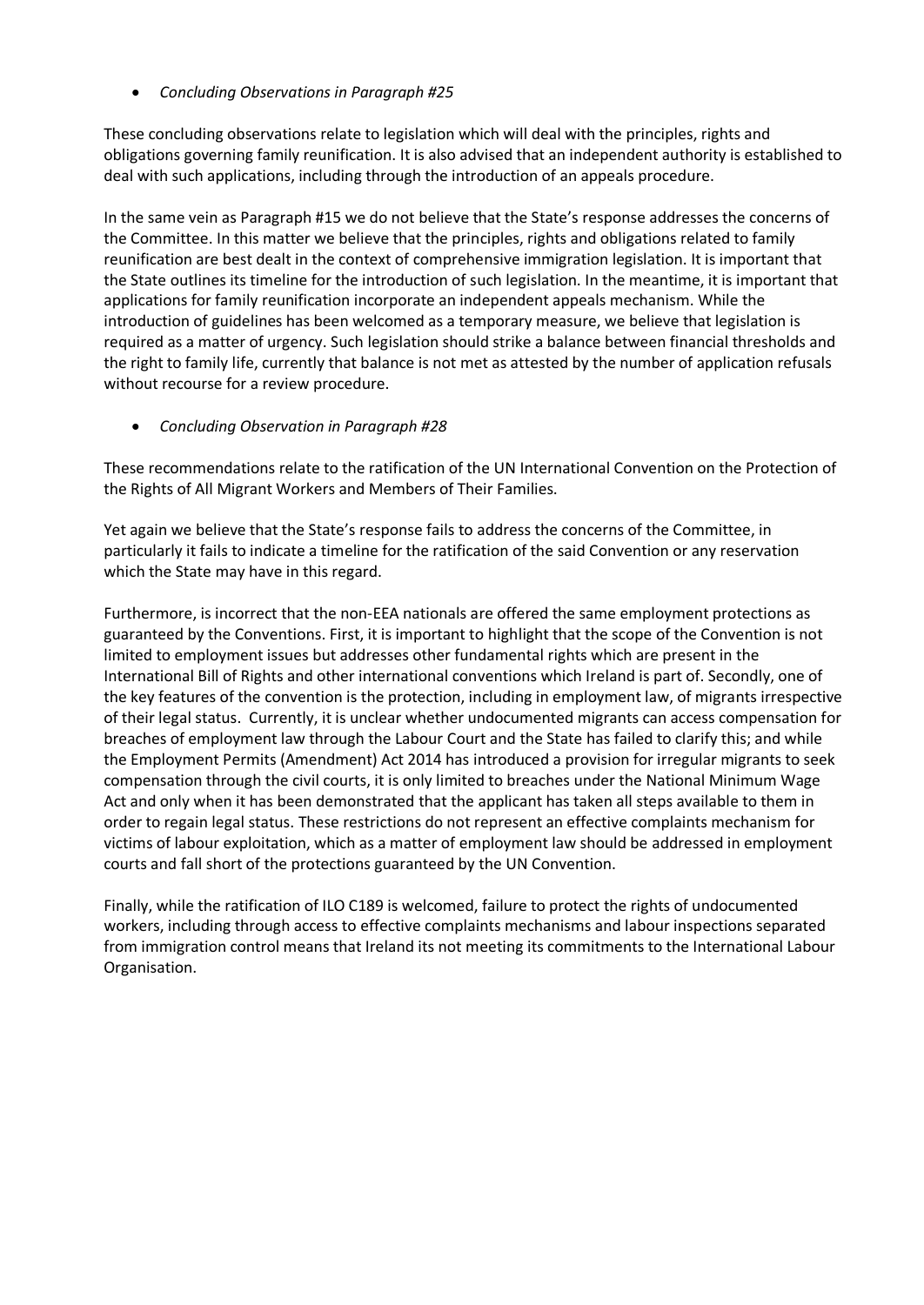- *Concluding Observations in Paragraph #25*

These concluding observations relate to legislation which will deal with the principles, rights and obligations governing family reunification. It is also advised that an independent authority is established to deal with such applications, including through the introduction of an appeals procedure.

In the same vein as Paragraph #15 we do not believe that the State's response addresses the concerns of the Committee. In this matter we believe that the principles, rights and obligations related to family reunification are best dealt in the context of comprehensive immigration legislation. It is important that the State outlines its timeline for the introduction of such legislation. In the meantime, it is important that applications for family reunification incorporate an independent appeals mechanism. While the introduction of guidelines has been welcomed as a temporary measure, we believe that legislation is required as a matter of urgency. Such legislation should strike a balance between financial thresholds and the right to family life, currently that balance is not met as attested by the number of application refusals without recourse for a review procedure.

- *Concluding Observation in Paragraph #28*

These recommendations relate to the ratification of the UN International Convention on the Protection of the Rights of All Migrant Workers and Members of Their Families.

Yet again we believe that the State's response fails to address the concerns of the Committee, in particularly it fails to indicate a timeline for the ratification of the said Convention or any reservation which the State may have in this regard.

Furthermore, is incorrect that the non-EEA nationals are offered the same employment protections as guaranteed by the Conventions. First, it is important to highlight that the scope of the Convention is not limited to employment issues but addresses other fundamental rights which are present in the International Bill of Rights and other international conventions which Ireland is part of. Secondly, one of the key features of the convention is the protection, including in employment law, of migrants irrespective of their legal status. Currently, it is unclear whether undocumented migrants can access compensation for breaches of employment law through the Labour Court and the State has failed to clarify this; and while the Employment Permits (Amendment) Act 2014 has introduced a provision for irregular migrants to seek compensation through the civil courts, it is only limited to breaches under the National Minimum Wage Act and only when it has been demonstrated that the applicant has taken all steps available to them in order to regain legal status. These restrictions do not represent an effective complaints mechanism for victims of labour exploitation, which as a matter of employment law should be addressed in employment courts and fall short of the protections guaranteed by the UN Convention.

Finally, while the ratification of ILO C189 is welcomed, failure to protect the rights of undocumented workers, including through access to effective complaints mechanisms and labour inspections separated from immigration control means that Ireland its not meeting its commitments to the International Labour Organisation.